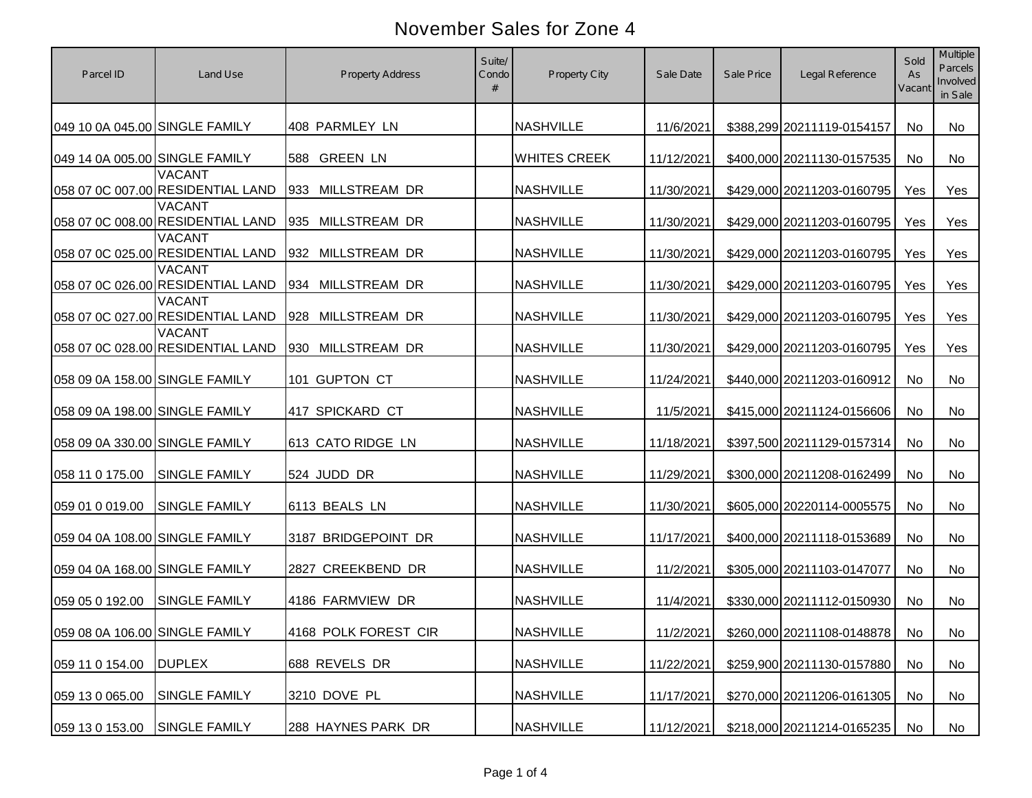# November Sales for Zone 4

| Parcel ID | Land Use | Property Address | Suite/ Condo # | Property City | Sale Date | Sale Price | Legal Reference | Sold As Vacant | Multiple Parcels Involved in Sale |
|---|---|---|---|---|---|---|---|---|---|
| 049 10 0A 045.00 | SINGLE FAMILY | 408 PARMLEY LN | | NASHVILLE | 11/6/2021 | $388,299 | 20211119-0154157 | No | No |
| 049 14 0A 005.00 | SINGLE FAMILY | 588 GREEN LN | | WHITES CREEK | 11/12/2021 | $400,000 | 20211130-0157535 | No | No |
| 058 07 0C 007.00 | VACANT RESIDENTIAL LAND | 933 MILLSTREAM DR | | NASHVILLE | 11/30/2021 | $429,000 | 20211203-0160795 | Yes | Yes |
| 058 07 0C 008.00 | VACANT RESIDENTIAL LAND | 935 MILLSTREAM DR | | NASHVILLE | 11/30/2021 | $429,000 | 20211203-0160795 | Yes | Yes |
| 058 07 0C 025.00 | VACANT RESIDENTIAL LAND | 932 MILLSTREAM DR | | NASHVILLE | 11/30/2021 | $429,000 | 20211203-0160795 | Yes | Yes |
| 058 07 0C 026.00 | VACANT RESIDENTIAL LAND | 934 MILLSTREAM DR | | NASHVILLE | 11/30/2021 | $429,000 | 20211203-0160795 | Yes | Yes |
| 058 07 0C 027.00 | VACANT RESIDENTIAL LAND | 928 MILLSTREAM DR | | NASHVILLE | 11/30/2021 | $429,000 | 20211203-0160795 | Yes | Yes |
| 058 07 0C 028.00 | VACANT RESIDENTIAL LAND | 930 MILLSTREAM DR | | NASHVILLE | 11/30/2021 | $429,000 | 20211203-0160795 | Yes | Yes |
| 058 09 0A 158.00 | SINGLE FAMILY | 101 GUPTON CT | | NASHVILLE | 11/24/2021 | $440,000 | 20211203-0160912 | No | No |
| 058 09 0A 198.00 | SINGLE FAMILY | 417 SPICKARD CT | | NASHVILLE | 11/5/2021 | $415,000 | 20211124-0156606 | No | No |
| 058 09 0A 330.00 | SINGLE FAMILY | 613 CATO RIDGE LN | | NASHVILLE | 11/18/2021 | $397,500 | 20211129-0157314 | No | No |
| 058 11 0 175.00 | SINGLE FAMILY | 524 JUDD DR | | NASHVILLE | 11/29/2021 | $300,000 | 20211208-0162499 | No | No |
| 059 01 0 019.00 | SINGLE FAMILY | 6113 BEALS LN | | NASHVILLE | 11/30/2021 | $605,000 | 20220114-0005575 | No | No |
| 059 04 0A 108.00 | SINGLE FAMILY | 3187 BRIDGEPOINT DR | | NASHVILLE | 11/17/2021 | $400,000 | 20211118-0153689 | No | No |
| 059 04 0A 168.00 | SINGLE FAMILY | 2827 CREEKBEND DR | | NASHVILLE | 11/2/2021 | $305,000 | 20211103-0147077 | No | No |
| 059 05 0 192.00 | SINGLE FAMILY | 4186 FARMVIEW DR | | NASHVILLE | 11/4/2021 | $330,000 | 20211112-0150930 | No | No |
| 059 08 0A 106.00 | SINGLE FAMILY | 4168 POLK FOREST CIR | | NASHVILLE | 11/2/2021 | $260,000 | 20211108-0148878 | No | No |
| 059 11 0 154.00 | DUPLEX | 688 REVELS DR | | NASHVILLE | 11/22/2021 | $259,900 | 20211130-0157880 | No | No |
| 059 13 0 065.00 | SINGLE FAMILY | 3210 DOVE PL | | NASHVILLE | 11/17/2021 | $270,000 | 20211206-0161305 | No | No |
| 059 13 0 153.00 | SINGLE FAMILY | 288 HAYNES PARK DR | | NASHVILLE | 11/12/2021 | $218,000 | 20211214-0165235 | No | No |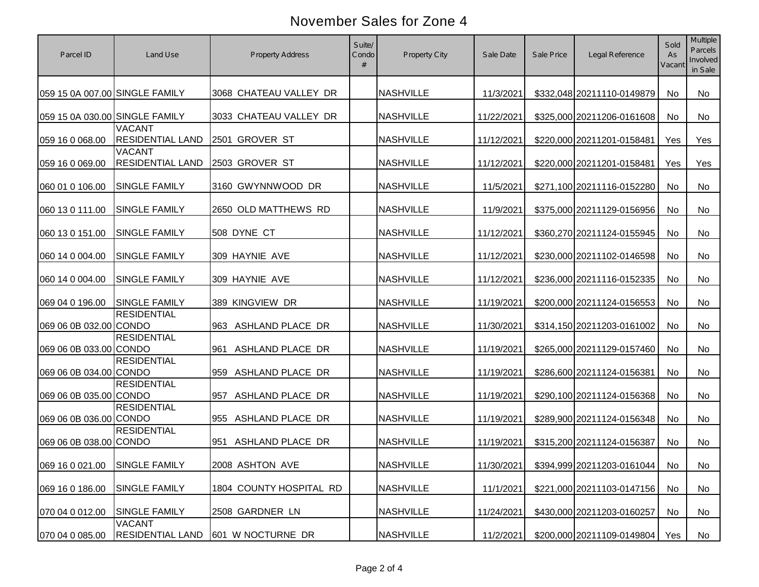# November Sales for Zone 4

| Parcel ID | Land Use | Property Address | Suite/ Condo # | Property City | Sale Date | Sale Price | Legal Reference | Sold As Vacant | Multiple Parcels Involved in Sale |
|---|---|---|---|---|---|---|---|---|---|
| 059 15 0A 007.00 | SINGLE FAMILY | 3068 CHATEAU VALLEY DR | | NASHVILLE | 11/3/2021 | $332,048 | 20211110-0149879 | No | No |
| 059 15 0A 030.00 | SINGLE FAMILY | 3033 CHATEAU VALLEY DR | | NASHVILLE | 11/22/2021 | $325,000 | 20211206-0161608 | No | No |
| 059 16 0 068.00 | VACANT RESIDENTIAL LAND | 2501 GROVER ST | | NASHVILLE | 11/12/2021 | $220,000 | 20211201-0158481 | Yes | Yes |
| 059 16 0 069.00 | VACANT RESIDENTIAL LAND | 2503 GROVER ST | | NASHVILLE | 11/12/2021 | $220,000 | 20211201-0158481 | Yes | Yes |
| 060 01 0 106.00 | SINGLE FAMILY | 3160 GWYNNWOOD DR | | NASHVILLE | 11/5/2021 | $271,100 | 20211116-0152280 | No | No |
| 060 13 0 111.00 | SINGLE FAMILY | 2650 OLD MATTHEWS RD | | NASHVILLE | 11/9/2021 | $375,000 | 20211129-0156956 | No | No |
| 060 13 0 151.00 | SINGLE FAMILY | 508 DYNE CT | | NASHVILLE | 11/12/2021 | $360,270 | 20211124-0155945 | No | No |
| 060 14 0 004.00 | SINGLE FAMILY | 309 HAYNIE AVE | | NASHVILLE | 11/12/2021 | $230,000 | 20211102-0146598 | No | No |
| 060 14 0 004.00 | SINGLE FAMILY | 309 HAYNIE AVE | | NASHVILLE | 11/12/2021 | $236,000 | 20211116-0152335 | No | No |
| 069 04 0 196.00 | SINGLE FAMILY | 389 KINGVIEW DR | | NASHVILLE | 11/19/2021 | $200,000 | 20211124-0156553 | No | No |
| 069 06 0B 032.00 | RESIDENTIAL CONDO | 963 ASHLAND PLACE DR | | NASHVILLE | 11/30/2021 | $314,150 | 20211203-0161002 | No | No |
| 069 06 0B 033.00 | RESIDENTIAL CONDO | 961 ASHLAND PLACE DR | | NASHVILLE | 11/19/2021 | $265,000 | 20211129-0157460 | No | No |
| 069 06 0B 034.00 | RESIDENTIAL CONDO | 959 ASHLAND PLACE DR | | NASHVILLE | 11/19/2021 | $286,600 | 20211124-0156381 | No | No |
| 069 06 0B 035.00 | RESIDENTIAL CONDO | 957 ASHLAND PLACE DR | | NASHVILLE | 11/19/2021 | $290,100 | 20211124-0156368 | No | No |
| 069 06 0B 036.00 | RESIDENTIAL CONDO | 955 ASHLAND PLACE DR | | NASHVILLE | 11/19/2021 | $289,900 | 20211124-0156348 | No | No |
| 069 06 0B 038.00 | RESIDENTIAL CONDO | 951 ASHLAND PLACE DR | | NASHVILLE | 11/19/2021 | $315,200 | 20211124-0156387 | No | No |
| 069 16 0 021.00 | SINGLE FAMILY | 2008 ASHTON AVE | | NASHVILLE | 11/30/2021 | $394,999 | 20211203-0161044 | No | No |
| 069 16 0 186.00 | SINGLE FAMILY | 1804 COUNTY HOSPITAL RD | | NASHVILLE | 11/1/2021 | $221,000 | 20211103-0147156 | No | No |
| 070 04 0 012.00 | SINGLE FAMILY | 2508 GARDNER LN | | NASHVILLE | 11/24/2021 | $430,000 | 20211203-0160257 | No | No |
| 070 04 0 085.00 | VACANT RESIDENTIAL LAND | 601 W NOCTURNE DR | | NASHVILLE | 11/2/2021 | $200,000 | 20211109-0149804 | Yes | No |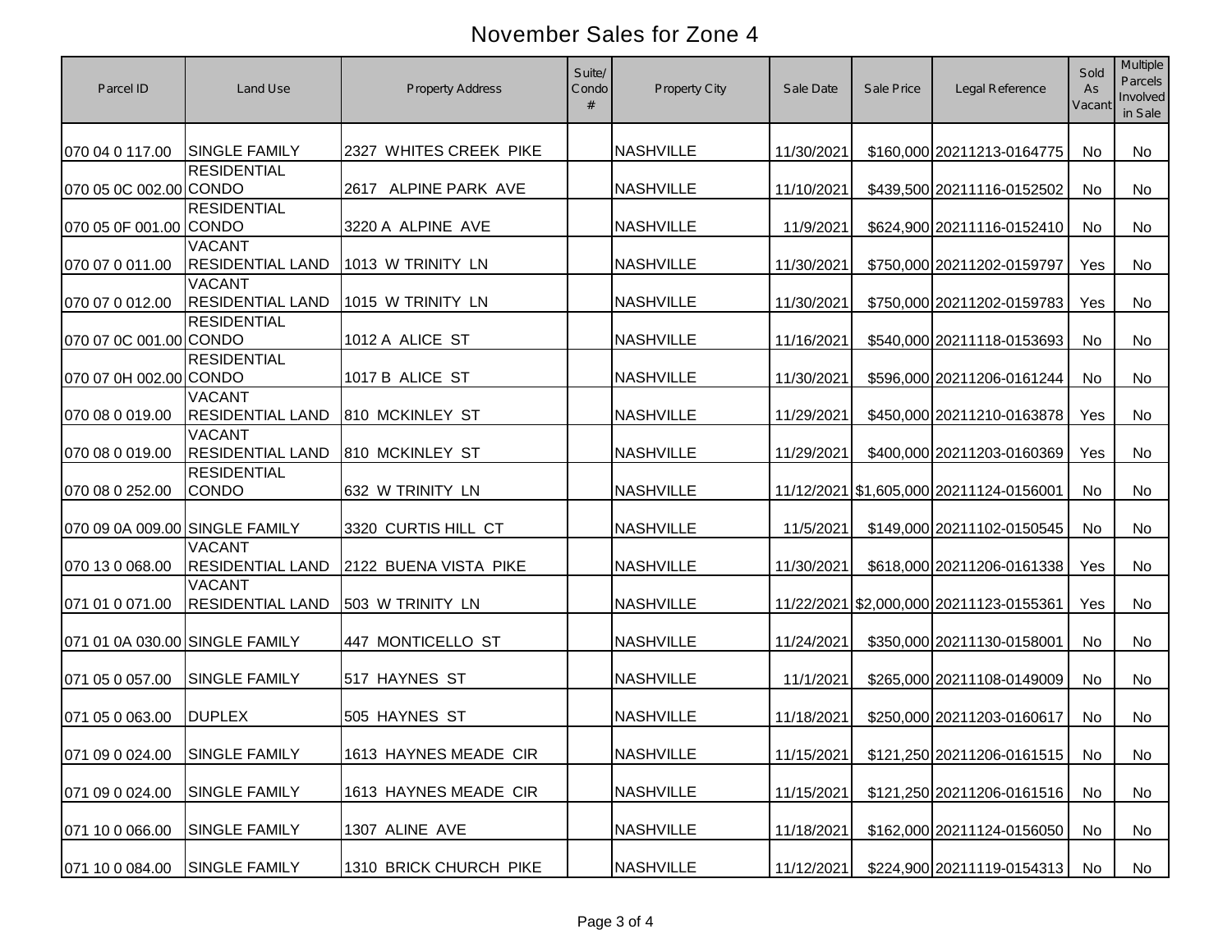# November Sales for Zone 4

| Parcel ID | Land Use | Property Address | Suite/ Condo # | Property City | Sale Date | Sale Price | Legal Reference | Sold As Vacant | Multiple Parcels Involved in Sale |
|---|---|---|---|---|---|---|---|---|---|
| 070 04 0 117.00 | SINGLE FAMILY | 2327 WHITES CREEK PIKE | | NASHVILLE | 11/30/2021 | $160,000 | 20211213-0164775 | No | No |
| 070 05 0C 002.00 | RESIDENTIAL CONDO | 2617 ALPINE PARK AVE | | NASHVILLE | 11/10/2021 | $439,500 | 20211116-0152502 | No | No |
| 070 05 0F 001.00 | RESIDENTIAL CONDO | 3220 A ALPINE AVE | | NASHVILLE | 11/9/2021 | $624,900 | 20211116-0152410 | No | No |
| 070 07 0 011.00 | VACANT RESIDENTIAL LAND | 1013 W TRINITY LN | | NASHVILLE | 11/30/2021 | $750,000 | 20211202-0159797 | Yes | No |
| 070 07 0 012.00 | VACANT RESIDENTIAL LAND | 1015 W TRINITY LN | | NASHVILLE | 11/30/2021 | $750,000 | 20211202-0159783 | Yes | No |
| 070 07 0C 001.00 | RESIDENTIAL CONDO | 1012 A ALICE ST | | NASHVILLE | 11/16/2021 | $540,000 | 20211118-0153693 | No | No |
| 070 07 0H 002.00 | RESIDENTIAL CONDO | 1017 B ALICE ST | | NASHVILLE | 11/30/2021 | $596,000 | 20211206-0161244 | No | No |
| 070 08 0 019.00 | VACANT RESIDENTIAL LAND | 810 MCKINLEY ST | | NASHVILLE | 11/29/2021 | $450,000 | 20211210-0163878 | Yes | No |
| 070 08 0 019.00 | VACANT RESIDENTIAL LAND | 810 MCKINLEY ST | | NASHVILLE | 11/29/2021 | $400,000 | 20211203-0160369 | Yes | No |
| 070 08 0 252.00 | RESIDENTIAL CONDO | 632 W TRINITY LN | | NASHVILLE | 11/12/2021 | $1,605,000 | 20211124-0156001 | No | No |
| 070 09 0A 009.00 | SINGLE FAMILY | 3320 CURTIS HILL CT | | NASHVILLE | 11/5/2021 | $149,000 | 20211102-0150545 | No | No |
| 070 13 0 068.00 | VACANT RESIDENTIAL LAND | 2122 BUENA VISTA PIKE | | NASHVILLE | 11/30/2021 | $618,000 | 20211206-0161338 | Yes | No |
| 071 01 0 071.00 | VACANT RESIDENTIAL LAND | 503 W TRINITY LN | | NASHVILLE | 11/22/2021 | $2,000,000 | 20211123-0155361 | Yes | No |
| 071 01 0A 030.00 | SINGLE FAMILY | 447 MONTICELLO ST | | NASHVILLE | 11/24/2021 | $350,000 | 20211130-0158001 | No | No |
| 071 05 0 057.00 | SINGLE FAMILY | 517 HAYNES ST | | NASHVILLE | 11/1/2021 | $265,000 | 20211108-0149009 | No | No |
| 071 05 0 063.00 | DUPLEX | 505 HAYNES ST | | NASHVILLE | 11/18/2021 | $250,000 | 20211203-0160617 | No | No |
| 071 09 0 024.00 | SINGLE FAMILY | 1613 HAYNES MEADE CIR | | NASHVILLE | 11/15/2021 | $121,250 | 20211206-0161515 | No | No |
| 071 09 0 024.00 | SINGLE FAMILY | 1613 HAYNES MEADE CIR | | NASHVILLE | 11/15/2021 | $121,250 | 20211206-0161516 | No | No |
| 071 10 0 066.00 | SINGLE FAMILY | 1307 ALINE AVE | | NASHVILLE | 11/18/2021 | $162,000 | 20211124-0156050 | No | No |
| 071 10 0 084.00 | SINGLE FAMILY | 1310 BRICK CHURCH PIKE | | NASHVILLE | 11/12/2021 | $224,900 | 20211119-0154313 | No | No |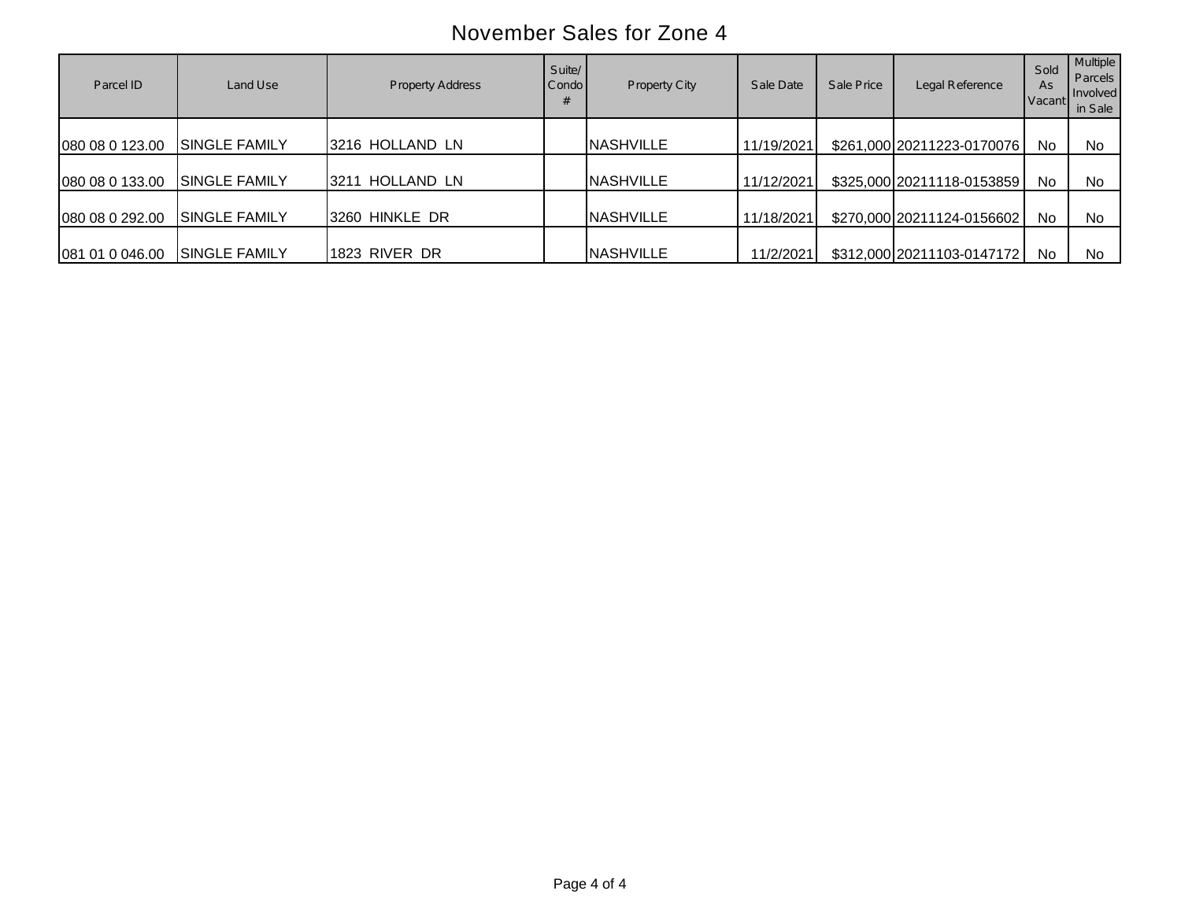# November Sales for Zone 4

| Parcel ID | Land Use | Property Address | Suite/ Condo # | Property City | Sale Date | Sale Price | Legal Reference | Sold As Vacant | Multiple Parcels Involved in Sale |
|---|---|---|---|---|---|---|---|---|---|
| 080 08 0 123.00 | SINGLE FAMILY | 3216 HOLLAND LN | | NASHVILLE | 11/19/2021 | $261,000 | 20211223-0170076 | No | No |
| 080 08 0 133.00 | SINGLE FAMILY | 3211 HOLLAND LN | | NASHVILLE | 11/12/2021 | $325,000 | 20211118-0153859 | No | No |
| 080 08 0 292.00 | SINGLE FAMILY | 3260 HINKLE DR | | NASHVILLE | 11/18/2021 | $270,000 | 20211124-0156602 | No | No |
| 081 01 0 046.00 | SINGLE FAMILY | 1823 RIVER DR | | NASHVILLE | 11/2/2021 | $312,000 | 20211103-0147172 | No | No |